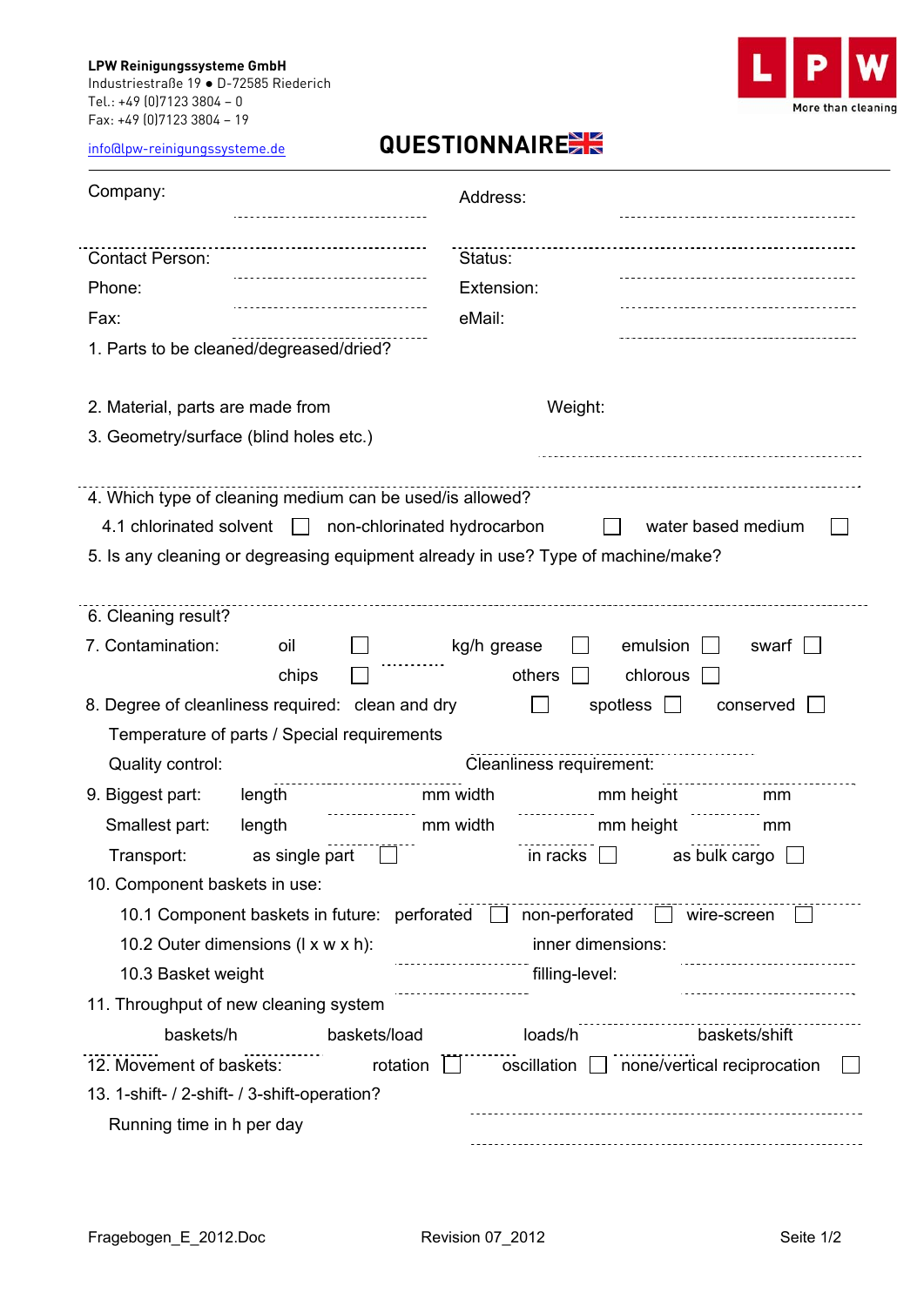**LPW Reinigungssysteme GmbH**
Industriestraße 19 ● D-72585 Riederich
Tel.: +49 (0)7123 3804 – 0
Fax: +49 (0)7123 3804 – 19
info@lpw-reinigungssysteme.de

LPW More than cleaning

# QUESTIONNAIRE

Company: ..................................... Address: .....................................

Contact Person: ..................................... Status: .....................................

Phone: ..................................... Extension: .....................................

Fax: ..................................... eMail: .....................................

1. Parts to be cleaned/degreased/dried?

2. Material, parts are made from Weight:

3. Geometry/surface (blind holes etc.)

4. Which type of cleaning medium can be used/is allowed?

   4.1 chlorinated solvent ☐ non-chlorinated hydrocarbon ☐ water based medium ☐

5. Is any cleaning or degreasing equipment already in use? Type of machine/make?

6. Cleaning result?

7. Contamination: oil ☐ ......... kg/h grease ☐ emulsion ☐ swarf ☐

   chips ☐ others ☐ chlorous ☐

8. Degree of cleanliness required: clean and dry ☐ spotless ☐ conserved ☐

   Temperature of parts / Special requirements

   Quality control: Cleanliness requirement:

9. Biggest part: length ......... mm width ......... mm height ......... mm

   Smallest part: length ......... mm width ......... mm height ......... mm

   Transport: as single part ☐ in racks ☐ as bulk cargo ☐

10. Component baskets in use:

    10.1 Component baskets in future: perforated ☐ non-perforated ☐ wire-screen ☐

    10.2 Outer dimensions (l x w x h): inner dimensions:

    10.3 Basket weight filling-level:

11. Throughput of new cleaning system

    ......... baskets/h ......... baskets/load ......... loads/h ......... baskets/shift

12. Movement of baskets: rotation ☐ oscillation ☐ none/vertical reciprocation ☐

13. 1-shift- / 2-shift- / 3-shift-operation?

    Running time in h per day

Fragebogen_E_2012.Doc Revision 07_2012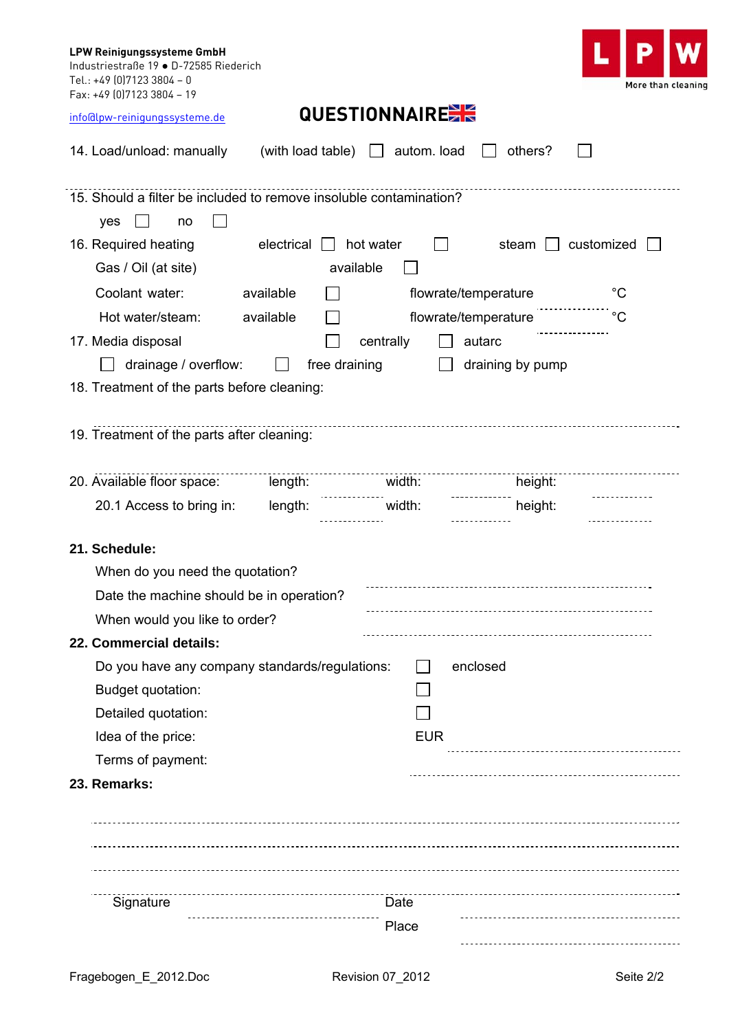**LPW Reinigungssysteme GmbH**
Industriestraße 19 ● D-72585 Riederich
Tel.: +49 (0)7123 3804 – 0
Fax: +49 (0)7123 3804 – 19

info@lpw-reinigungssysteme.de

LPW More than cleaning

# QUESTIONNAIRE

14. Load/unload: manually (with load table) ☐ autom. load ☐ others? ☐

15. Should a filter be included to remove insoluble contamination?

yes ☐ no ☐

16. Required heating electrical ☐ hot water ☐ steam ☐ customized ☐

Gas / Oil (at site) available ☐

Coolant water: available ☐ flowrate/temperature ................ °C

Hot water/steam: available ☐ flowrate/temperature ................ °C

17. Media disposal ☐ centrally ☐ autarc

☐ drainage / overflow: ☐ free draining ☐ draining by pump

18. Treatment of the parts before cleaning:

19. Treatment of the parts after cleaning:

20. Available floor space: length: ............ width: ............ height: ............

20.1 Access to bring in: length: ............ width: ............ height: ............

**21. Schedule:**

When do you need the quotation? ........................................

Date the machine should be in operation? ........................................

When would you like to order? ........................................

**22. Commercial details:**

Do you have any company standards/regulations: ☐ enclosed

Budget quotation: ☐

Detailed quotation: ☐

Idea of the price: EUR ........................................

Terms of payment: ........................................

**23. Remarks:**

........................................

........................................

........................................

Signature ........................................ Date ........................................

Place ........................................

Fragebogen_E_2012.Doc Revision 07_2012